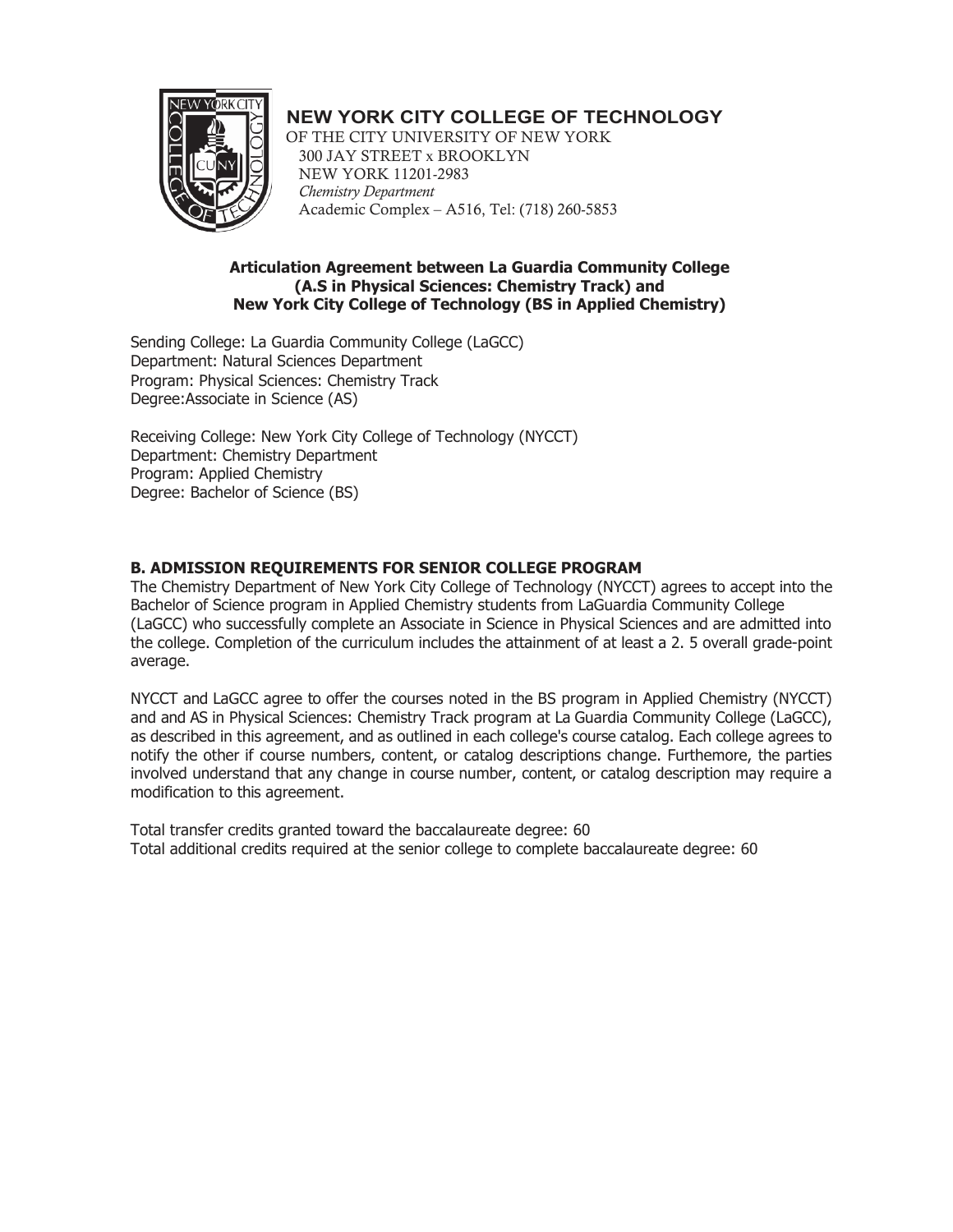**NEW YORK CITY COLLEGE OF TECHNOLOGY**
OF THE CITY UNIVERSITY OF NEW YORK
300 JAY STREET x BROOKLYN
NEW YORK 11201-2983
*Chemistry Department*
Academic Complex – A516, Tel: (718) 260-5853

**Articulation Agreement between La Guardia Community College (A.S in Physical Sciences: Chemistry Track) and New York City College of Technology (BS in Applied Chemistry)**

Sending College: La Guardia Community College (LaGCC)
Department: Natural Sciences Department
Program: Physical Sciences: Chemistry Track
Degree:Associate in Science (AS)

Receiving College: New York City College of Technology (NYCCT)
Department: Chemistry Department
Program: Applied Chemistry
Degree: Bachelor of Science (BS)

## B. ADMISSION REQUIREMENTS FOR SENIOR COLLEGE PROGRAM

The Chemistry Department of New York City College of Technology (NYCCT) agrees to accept into the Bachelor of Science program in Applied Chemistry students from LaGuardia Community College (LaGCC) who successfully complete an Associate in Science in Physical Sciences and are admitted into the college. Completion of the curriculum includes the attainment of at least a 2. 5 overall grade-point average.

NYCCT and LaGCC agree to offer the courses noted in the BS program in Applied Chemistry (NYCCT) and and AS in Physical Sciences: Chemistry Track program at La Guardia Community College (LaGCC), as described in this agreement, and as outlined in each college's course catalog. Each college agrees to notify the other if course numbers, content, or catalog descriptions change. Furthermore, the parties involved understand that any change in course number, content, or catalog description may require a modification to this agreement.

Total transfer credits granted toward the baccalaureate degree: 60
Total additional credits required at the senior college to complete baccalaureate degree: 60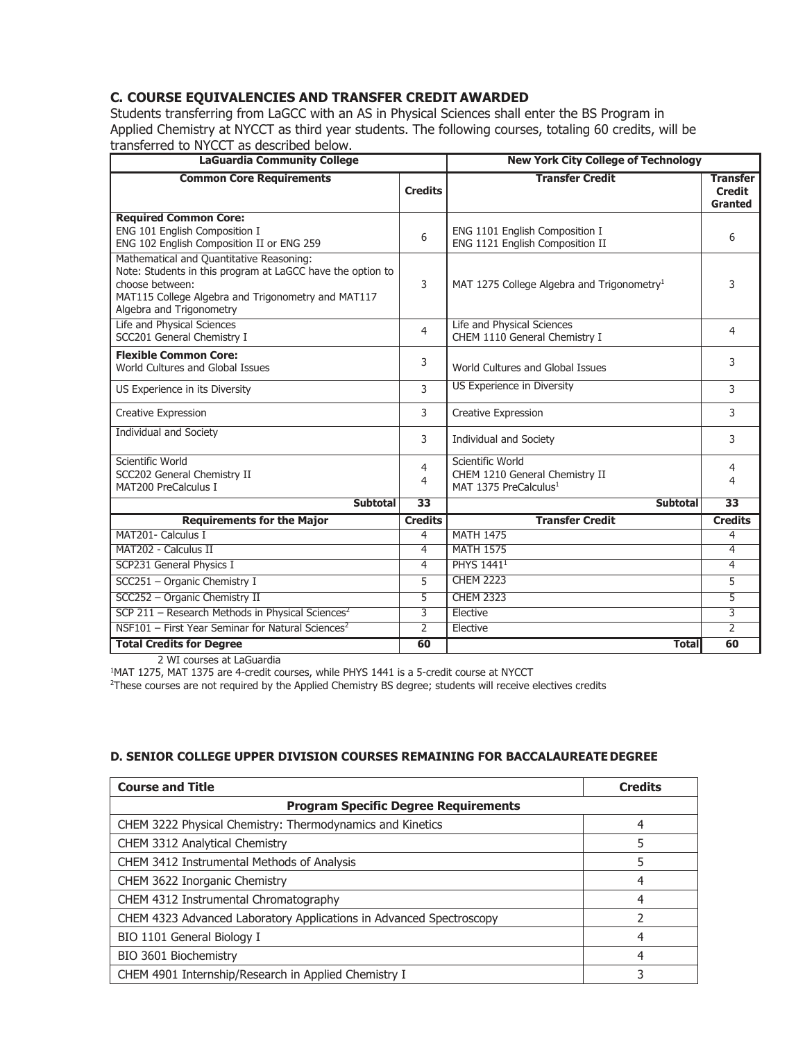### C. COURSE EQUIVALENCIES AND TRANSFER CREDIT AWARDED

Students transferring from LaGCC with an AS in Physical Sciences shall enter the BS Program in Applied Chemistry at NYCCT as third year students. The following courses, totaling 60 credits, will be transferred to NYCCT as described below.

| LaGuardia Community College | | New York City College of Technology | |
|---|---|---|---|
| **Common Core Requirements** | **Credits** | **Transfer Credit** | **Transfer Credit Granted** |
| **Required Common Core:**<br>ENG 101 English Composition I<br>ENG 102 English Composition II or ENG 259 | 6 | ENG 1101 English Composition I<br>ENG 1121 English Composition II | 6 |
| Mathematical and Quantitative Reasoning:<br>Note: Students in this program at LaGCC have the option to choose between:<br>MAT115 College Algebra and Trigonometry and MAT117 Algebra and Trigonometry | 3 | MAT 1275 College Algebra and Trigonometry[1] | 3 |
| Life and Physical Sciences<br>SCC201 General Chemistry I | 4 | Life and Physical Sciences<br>CHEM 1110 General Chemistry I | 4 |
| **Flexible Common Core:**<br>World Cultures and Global Issues | 3 | World Cultures and Global Issues | 3 |
| US Experience in its Diversity | 3 | US Experience in Diversity | 3 |
| Creative Expression | 3 | Creative Expression | 3 |
| Individual and Society | 3 | Individual and Society | 3 |
| Scientific World<br>SCC202 General Chemistry II<br>MAT200 PreCalculus I | 4<br>4 | Scientific World<br>CHEM 1210 General Chemistry II<br>MAT 1375 PreCalculus[1] | 4<br>4 |
| **Subtotal** | **33** | **Subtotal** | **33** |
| **Requirements for the Major** | **Credits** | **Transfer Credit** | **Credits** |
| MAT201- Calculus I | 4 | MATH 1475 | 4 |
| MAT202 - Calculus II | 4 | MATH 1575 | 4 |
| SCP231 General Physics I | 4 | PHYS 1441[1] | 4 |
| SCC251 – Organic Chemistry I | 5 | CHEM 2223 | 5 |
| SCC252 – Organic Chemistry II | 5 | CHEM 2323 | 5 |
| SCP 211 – Research Methods in Physical Sciences[2] | 3 | Elective | 3 |
| NSF101 – First Year Seminar for Natural Sciences[2] | 2 | Elective | 2 |
| **Total Credits for Degree** | **60** | **Total** | **60** |

2 WI courses at LaGuardia

[1]MAT 1275, MAT 1375 are 4-credit courses, while PHYS 1441 is a 5-credit course at NYCCT

[2]These courses are not required by the Applied Chemistry BS degree; students will receive electives credits

### D. SENIOR COLLEGE UPPER DIVISION COURSES REMAINING FOR BACCALAUREATE DEGREE

| Course and Title | Credits |
|---|---|
| **Program Specific Degree Requirements** | |
| CHEM 3222 Physical Chemistry: Thermodynamics and Kinetics | 4 |
| CHEM 3312 Analytical Chemistry | 5 |
| CHEM 3412 Instrumental Methods of Analysis | 5 |
| CHEM 3622 Inorganic Chemistry | 4 |
| CHEM 4312 Instrumental Chromatography | 4 |
| CHEM 4323 Advanced Laboratory Applications in Advanced Spectroscopy | 2 |
| BIO 1101 General Biology I | 4 |
| BIO 3601 Biochemistry | 4 |
| CHEM 4901 Internship/Research in Applied Chemistry I | 3 |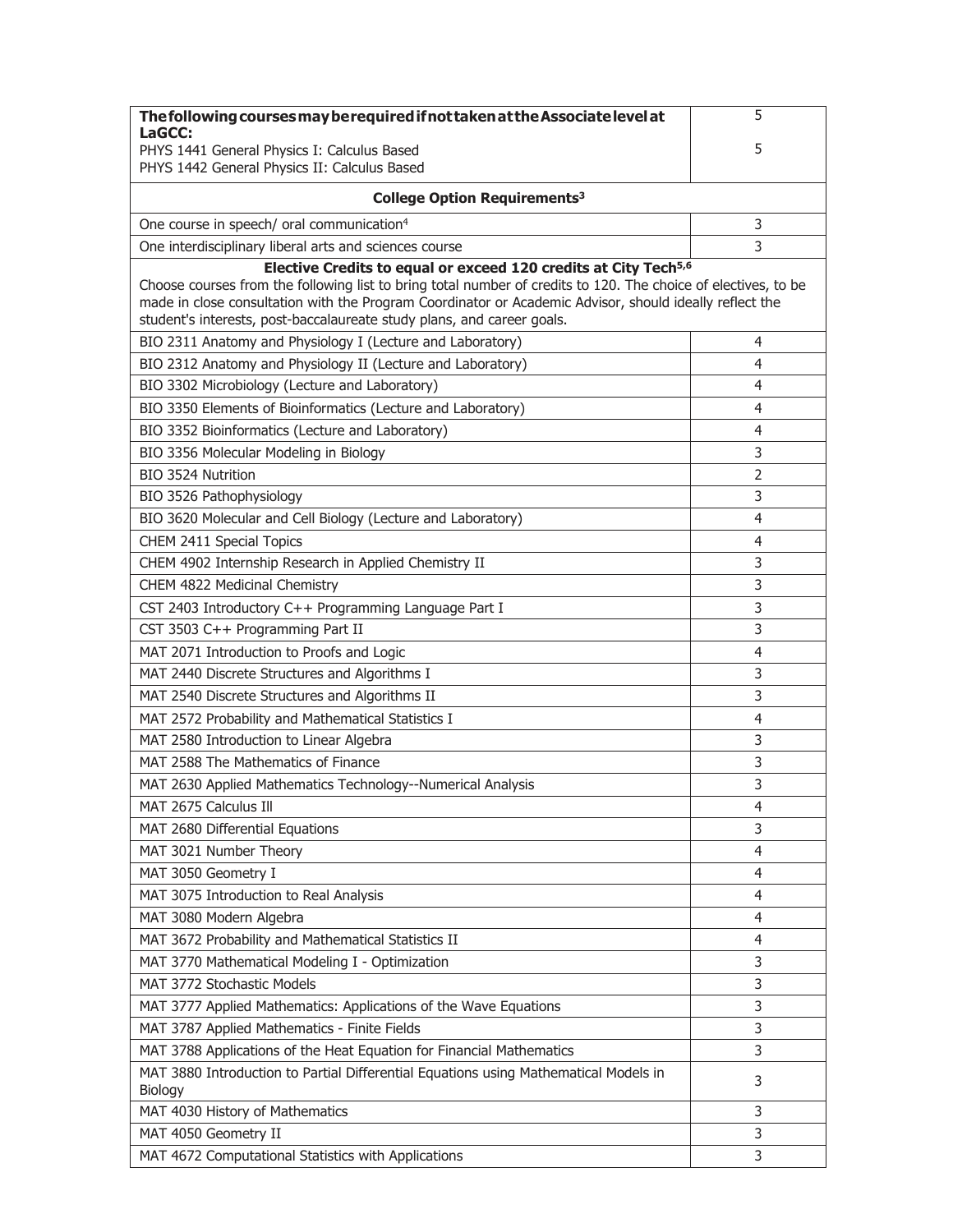| **The following courses may be required if not taken at the Associate level at LaGCC:** PHYS 1441 General Physics I: Calculus Based PHYS 1442 General Physics II: Calculus Based | 5 5 |
|---|---|
| **College Option Requirements[3]** | |
| One course in speech/ oral communication[4] | 3 |
| One interdisciplinary liberal arts and sciences course | 3 |
| **Elective Credits to equal or exceed 120 credits at City Tech[5,6]** Choose courses from the following list to bring total number of credits to 120. The choice of electives, to be made in close consultation with the Program Coordinator or Academic Advisor, should ideally reflect the student's interests, post-baccalaureate study plans, and career goals. | |
| BIO 2311 Anatomy and Physiology I (Lecture and Laboratory) | 4 |
| BIO 2312 Anatomy and Physiology II (Lecture and Laboratory) | 4 |
| BIO 3302 Microbiology (Lecture and Laboratory) | 4 |
| BIO 3350 Elements of Bioinformatics (Lecture and Laboratory) | 4 |
| BIO 3352 Bioinformatics (Lecture and Laboratory) | 4 |
| BIO 3356 Molecular Modeling in Biology | 3 |
| BIO 3524 Nutrition | 2 |
| BIO 3526 Pathophysiology | 3 |
| BIO 3620 Molecular and Cell Biology (Lecture and Laboratory) | 4 |
| CHEM 2411 Special Topics | 4 |
| CHEM 4902 Internship Research in Applied Chemistry II | 3 |
| CHEM 4822 Medicinal Chemistry | 3 |
| CST 2403 Introductory C++ Programming Language Part I | 3 |
| CST 3503 C++ Programming Part II | 3 |
| MAT 2071 Introduction to Proofs and Logic | 4 |
| MAT 2440 Discrete Structures and Algorithms I | 3 |
| MAT 2540 Discrete Structures and Algorithms II | 3 |
| MAT 2572 Probability and Mathematical Statistics I | 4 |
| MAT 2580 Introduction to Linear Algebra | 3 |
| MAT 2588 The Mathematics of Finance | 3 |
| MAT 2630 Applied Mathematics Technology--Numerical Analysis | 3 |
| MAT 2675 Calculus Ill | 4 |
| MAT 2680 Differential Equations | 3 |
| MAT 3021 Number Theory | 4 |
| MAT 3050 Geometry I | 4 |
| MAT 3075 Introduction to Real Analysis | 4 |
| MAT 3080 Modern Algebra | 4 |
| MAT 3672 Probability and Mathematical Statistics II | 4 |
| MAT 3770 Mathematical Modeling I - Optimization | 3 |
| MAT 3772 Stochastic Models | 3 |
| MAT 3777 Applied Mathematics: Applications of the Wave Equations | 3 |
| MAT 3787 Applied Mathematics - Finite Fields | 3 |
| MAT 3788 Applications of the Heat Equation for Financial Mathematics | 3 |
| MAT 3880 Introduction to Partial Differential Equations using Mathematical Models in Biology | 3 |
| MAT 4030 History of Mathematics | 3 |
| MAT 4050 Geometry II | 3 |
| MAT 4672 Computational Statistics with Applications | 3 |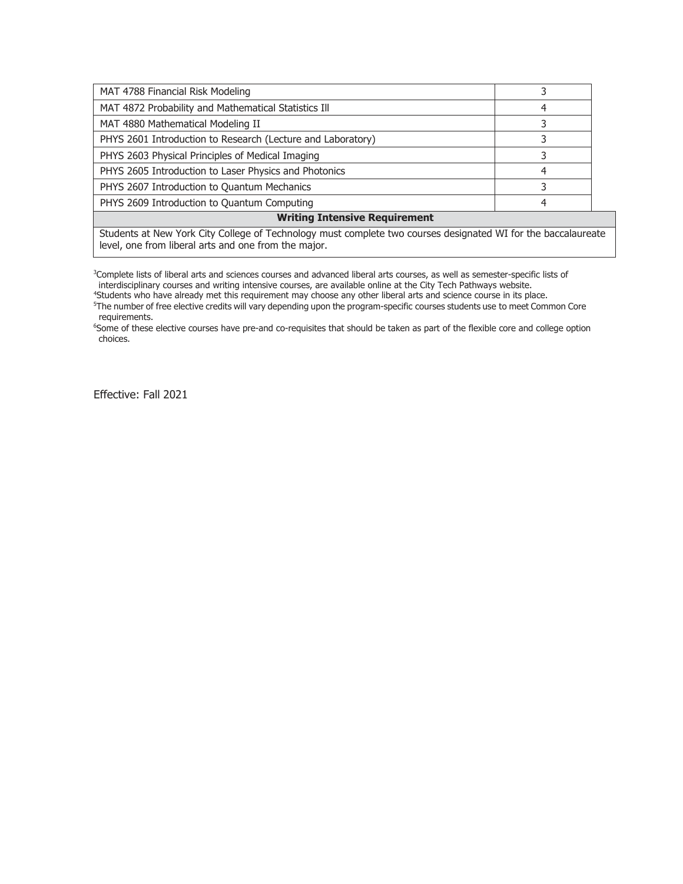| | |
|---|---|
| MAT 4788 Financial Risk Modeling | 3 |
| MAT 4872 Probability and Mathematical Statistics Ill | 4 |
| MAT 4880 Mathematical Modeling II | 3 |
| PHYS 2601 Introduction to Research (Lecture and Laboratory) | 3 |
| PHYS 2603 Physical Principles of Medical Imaging | 3 |
| PHYS 2605 Introduction to Laser Physics and Photonics | 4 |
| PHYS 2607 Introduction to Quantum Mechanics | 3 |
| PHYS 2609 Introduction to Quantum Computing | 4 |

**Writing Intensive Requirement**

Students at New York City College of Technology must complete two courses designated WI for the baccalaureate level, one from liberal arts and one from the major.

[3]Complete lists of liberal arts and sciences courses and advanced liberal arts courses, as well as semester-specific lists of interdisciplinary courses and writing intensive courses, are available online at the City Tech Pathways website.

[4]Students who have already met this requirement may choose any other liberal arts and science course in its place.

[5]The number of free elective credits will vary depending upon the program-specific courses students use to meet Common Core requirements.

[6]Some of these elective courses have pre-and co-requisites that should be taken as part of the flexible core and college option choices.

Effective: Fall 2021